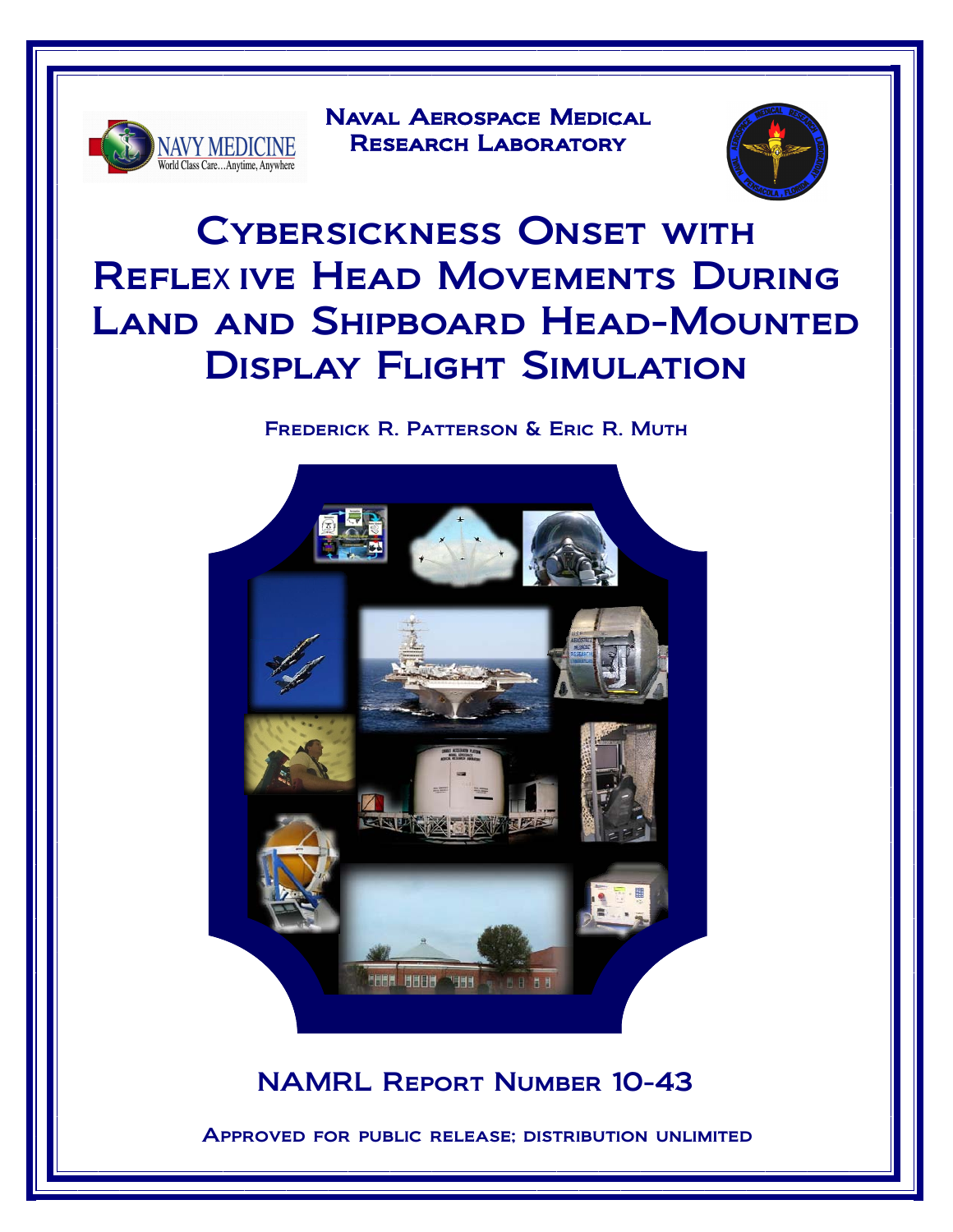Naval Aerospace Medical Research Laboratory

# Cybersickness Onset with Reflexive Head Movements During Land and Shipboard Head-Mounted Display Flight Simulation

Frederick R. Patterson & Eric R. Muth

## NAMRL Report Number 10-43

Approved for public release; distribution unlimited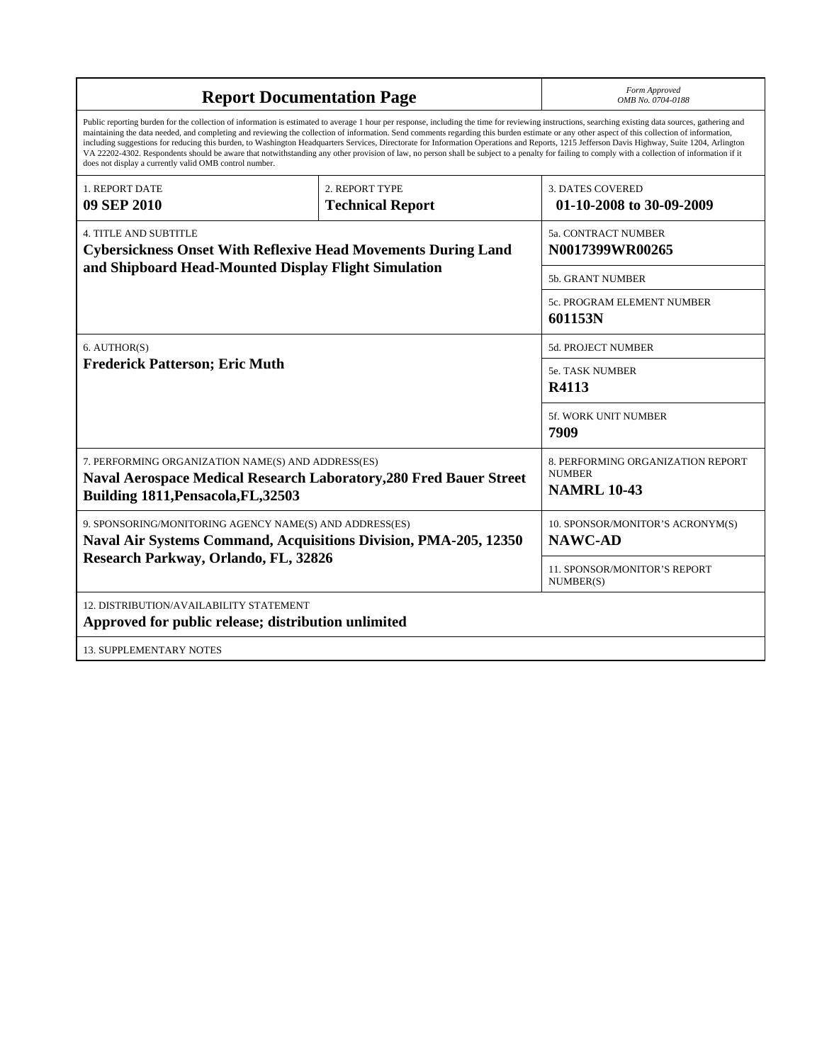# Report Documentation Page

*Form Approved*
*OMB No. 0704-0188*

Public reporting burden for the collection of information is estimated to average 1 hour per response, including the time for reviewing instructions, searching existing data sources, gathering and maintaining the data needed, and completing and reviewing the collection of information. Send comments regarding this burden estimate or any other aspect of this collection of information, including suggestions for reducing this burden, to Washington Headquarters Services, Directorate for Information Operations and Reports, 1215 Jefferson Davis Highway, Suite 1204, Arlington VA 22202-4302. Respondents should be aware that notwithstanding any other provision of law, no person shall be subject to a penalty for failing to comply with a collection of information if it does not display a currently valid OMB control number.

| | | |
|---|---|---|
| 1. REPORT DATE<br>**09 SEP 2010** | 2. REPORT TYPE<br>**Technical Report** | 3. DATES COVERED<br>**01-10-2008 to 30-09-2009** |
| 4. TITLE AND SUBTITLE<br>**Cybersickness Onset With Reflexive Head Movements During Land and Shipboard Head-Mounted Display Flight Simulation** | | 5a. CONTRACT NUMBER<br>**N0017399WR00265** |
| | | 5b. GRANT NUMBER |
| | | 5c. PROGRAM ELEMENT NUMBER<br>**601153N** |
| 6. AUTHOR(S)<br>**Frederick Patterson; Eric Muth** | | 5d. PROJECT NUMBER |
| | | 5e. TASK NUMBER<br>**R4113** |
| | | 5f. WORK UNIT NUMBER<br>**7909** |
| 7. PERFORMING ORGANIZATION NAME(S) AND ADDRESS(ES)<br>**Naval Aerospace Medical Research Laboratory,280 Fred Bauer Street Building 1811,Pensacola,FL,32503** | | 8. PERFORMING ORGANIZATION REPORT NUMBER<br>**NAMRL 10-43** |
| 9. SPONSORING/MONITORING AGENCY NAME(S) AND ADDRESS(ES)<br>**Naval Air Systems Command, Acquisitions Division, PMA-205, 12350 Research Parkway, Orlando, FL, 32826** | | 10. SPONSOR/MONITOR'S ACRONYM(S)<br>**NAWC-AD** |
| | | 11. SPONSOR/MONITOR'S REPORT NUMBER(S) |
| 12. DISTRIBUTION/AVAILABILITY STATEMENT<br>**Approved for public release; distribution unlimited** | | |
| 13. SUPPLEMENTARY NOTES | | |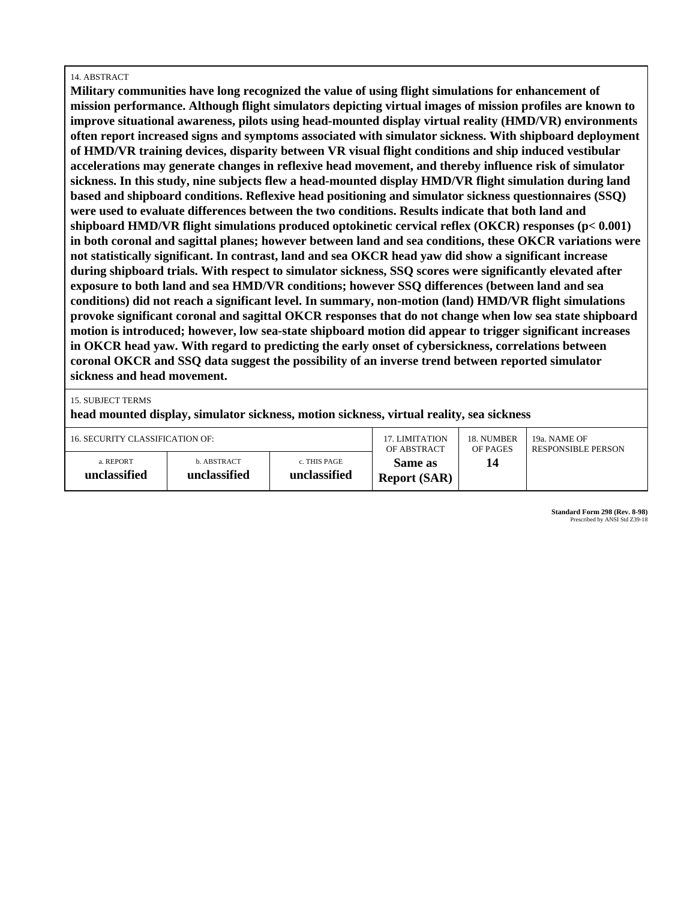14. ABSTRACT

**Military communities have long recognized the value of using flight simulations for enhancement of mission performance. Although flight simulators depicting virtual images of mission profiles are known to improve situational awareness, pilots using head-mounted display virtual reality (HMD/VR) environments often report increased signs and symptoms associated with simulator sickness. With shipboard deployment of HMD/VR training devices, disparity between VR visual flight conditions and ship induced vestibular accelerations may generate changes in reflexive head movement, and thereby influence risk of simulator sickness. In this study, nine subjects flew a head-mounted display HMD/VR flight simulation during land based and shipboard conditions. Reflexive head positioning and simulator sickness questionnaires (SSQ) were used to evaluate differences between the two conditions. Results indicate that both land and shipboard HMD/VR flight simulations produced optokinetic cervical reflex (OKCR) responses ($p < 0.001$) in both coronal and sagittal planes; however between land and sea conditions, these OKCR variations were not statistically significant. In contrast, land and sea OKCR head yaw did show a significant increase during shipboard trials. With respect to simulator sickness, SSQ scores were significantly elevated after exposure to both land and sea HMD/VR conditions; however SSQ differences (between land and sea conditions) did not reach a significant level. In summary, non-motion (land) HMD/VR flight simulations provoke significant coronal and sagittal OKCR responses that do not change when low sea state shipboard motion is introduced; however, low sea-state shipboard motion did appear to trigger significant increases in OKCR head yaw. With regard to predicting the early onset of cybersickness, correlations between coronal OKCR and SSQ data suggest the possibility of an inverse trend between reported simulator sickness and head movement.**

15. SUBJECT TERMS

**head mounted display, simulator sickness, motion sickness, virtual reality, sea sickness**

| 16. SECURITY CLASSIFICATION OF: | | | 17. LIMITATION OF ABSTRACT | 18. NUMBER OF PAGES | 19a. NAME OF RESPONSIBLE PERSON |
|---|---|---|---|---|---|
| a. REPORT **unclassified** | b. ABSTRACT **unclassified** | c. THIS PAGE **unclassified** | **Same as Report (SAR)** | **14** | |

**Standard Form 298 (Rev. 8-98)**
Prescribed by ANSI Std Z39-18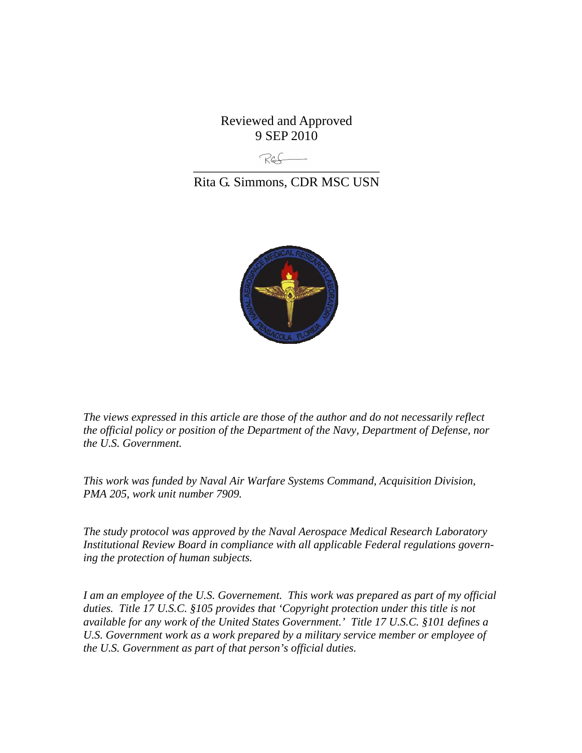Reviewed and Approved
9 SEP 2010

\_\_\_\_\_\_\_\_\_\_\_\_\_\_\_\_\_\_\_\_\_\_\_\_\_\_\_\_\_\_\_\_

Rita G. Simmons, CDR MSC USN

*The views expressed in this article are those of the author and do not necessarily reflect the official policy or position of the Department of the Navy, Department of Defense, nor the U.S. Government.*

*This work was funded by Naval Air Warfare Systems Command, Acquisition Division, PMA 205, work unit number 7909.*

*The study protocol was approved by the Naval Aerospace Medical Research Laboratory Institutional Review Board in compliance with all applicable Federal regulations governing the protection of human subjects.*

*I am an employee of the U.S. Governement. This work was prepared as part of my official duties. Title 17 U.S.C. §105 provides that 'Copyright protection under this title is not available for any work of the United States Government.' Title 17 U.S.C. §101 defines a U.S. Government work as a work prepared by a military service member or employee of the U.S. Government as part of that person's official duties.*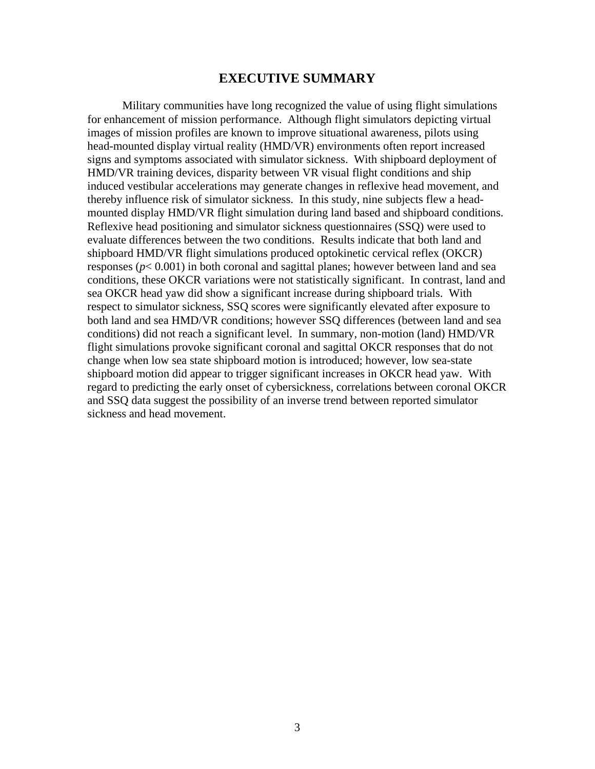# EXECUTIVE SUMMARY

Military communities have long recognized the value of using flight simulations for enhancement of mission performance. Although flight simulators depicting virtual images of mission profiles are known to improve situational awareness, pilots using head-mounted display virtual reality (HMD/VR) environments often report increased signs and symptoms associated with simulator sickness. With shipboard deployment of HMD/VR training devices, disparity between VR visual flight conditions and ship induced vestibular accelerations may generate changes in reflexive head movement, and thereby influence risk of simulator sickness. In this study, nine subjects flew a head-mounted display HMD/VR flight simulation during land based and shipboard conditions. Reflexive head positioning and simulator sickness questionnaires (SSQ) were used to evaluate differences between the two conditions. Results indicate that both land and shipboard HMD/VR flight simulations produced optokinetic cervical reflex (OKCR) responses ($p < 0.001$) in both coronal and sagittal planes; however between land and sea conditions, these OKCR variations were not statistically significant. In contrast, land and sea OKCR head yaw did show a significant increase during shipboard trials. With respect to simulator sickness, SSQ scores were significantly elevated after exposure to both land and sea HMD/VR conditions; however SSQ differences (between land and sea conditions) did not reach a significant level. In summary, non-motion (land) HMD/VR flight simulations provoke significant coronal and sagittal OKCR responses that do not change when low sea state shipboard motion is introduced; however, low sea-state shipboard motion did appear to trigger significant increases in OKCR head yaw. With regard to predicting the early onset of cybersickness, correlations between coronal OKCR and SSQ data suggest the possibility of an inverse trend between reported simulator sickness and head movement.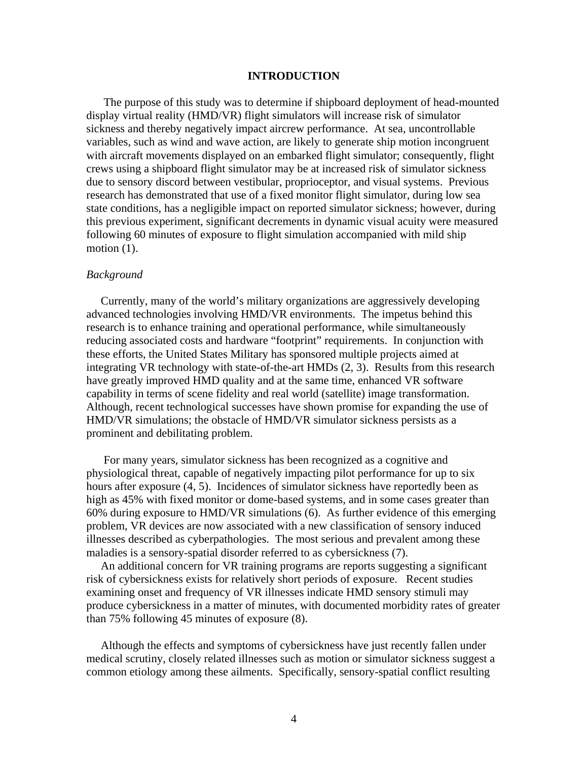## INTRODUCTION

The purpose of this study was to determine if shipboard deployment of head-mounted display virtual reality (HMD/VR) flight simulators will increase risk of simulator sickness and thereby negatively impact aircrew performance. At sea, uncontrollable variables, such as wind and wave action, are likely to generate ship motion incongruent with aircraft movements displayed on an embarked flight simulator; consequently, flight crews using a shipboard flight simulator may be at increased risk of simulator sickness due to sensory discord between vestibular, proprioceptor, and visual systems. Previous research has demonstrated that use of a fixed monitor flight simulator, during low sea state conditions, has a negligible impact on reported simulator sickness; however, during this previous experiment, significant decrements in dynamic visual acuity were measured following 60 minutes of exposure to flight simulation accompanied with mild ship motion (1).

*Background*

Currently, many of the world's military organizations are aggressively developing advanced technologies involving HMD/VR environments. The impetus behind this research is to enhance training and operational performance, while simultaneously reducing associated costs and hardware "footprint" requirements. In conjunction with these efforts, the United States Military has sponsored multiple projects aimed at integrating VR technology with state-of-the-art HMDs (2, 3). Results from this research have greatly improved HMD quality and at the same time, enhanced VR software capability in terms of scene fidelity and real world (satellite) image transformation. Although, recent technological successes have shown promise for expanding the use of HMD/VR simulations; the obstacle of HMD/VR simulator sickness persists as a prominent and debilitating problem.

For many years, simulator sickness has been recognized as a cognitive and physiological threat, capable of negatively impacting pilot performance for up to six hours after exposure (4, 5). Incidences of simulator sickness have reportedly been as high as 45% with fixed monitor or dome-based systems, and in some cases greater than 60% during exposure to HMD/VR simulations (6). As further evidence of this emerging problem, VR devices are now associated with a new classification of sensory induced illnesses described as cyberpathologies. The most serious and prevalent among these maladies is a sensory-spatial disorder referred to as cybersickness (7).

An additional concern for VR training programs are reports suggesting a significant risk of cybersickness exists for relatively short periods of exposure. Recent studies examining onset and frequency of VR illnesses indicate HMD sensory stimuli may produce cybersickness in a matter of minutes, with documented morbidity rates of greater than 75% following 45 minutes of exposure (8).

Although the effects and symptoms of cybersickness have just recently fallen under medical scrutiny, closely related illnesses such as motion or simulator sickness suggest a common etiology among these ailments. Specifically, sensory-spatial conflict resulting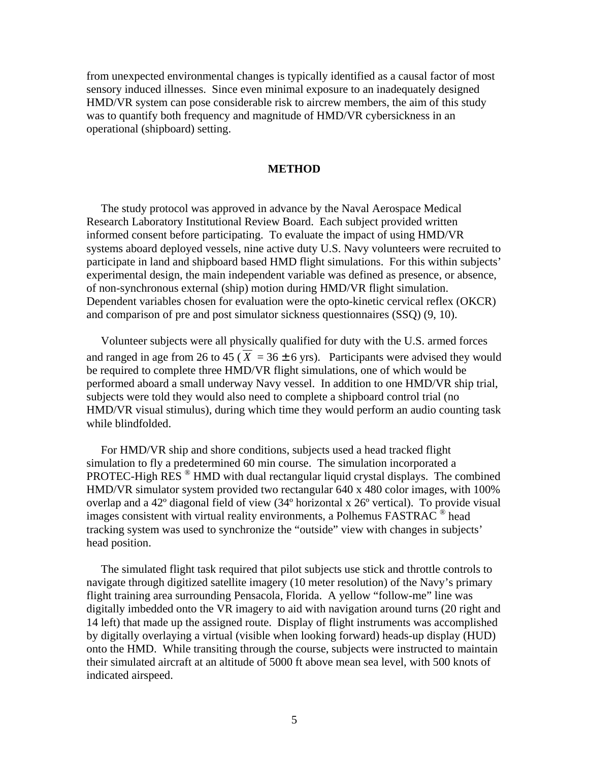from unexpected environmental changes is typically identified as a causal factor of most sensory induced illnesses. Since even minimal exposure to an inadequately designed HMD/VR system can pose considerable risk to aircrew members, the aim of this study was to quantify both frequency and magnitude of HMD/VR cybersickness in an operational (shipboard) setting.

## METHOD

The study protocol was approved in advance by the Naval Aerospace Medical Research Laboratory Institutional Review Board. Each subject provided written informed consent before participating. To evaluate the impact of using HMD/VR systems aboard deployed vessels, nine active duty U.S. Navy volunteers were recruited to participate in land and shipboard based HMD flight simulations. For this within subjects' experimental design, the main independent variable was defined as presence, or absence, of non-synchronous external (ship) motion during HMD/VR flight simulation. Dependent variables chosen for evaluation were the opto-kinetic cervical reflex (OKCR) and comparison of pre and post simulator sickness questionnaires (SSQ) (9, 10).

Volunteer subjects were all physically qualified for duty with the U.S. armed forces and ranged in age from 26 to 45 ($\overline{X}$ = 36 ± 6 yrs). Participants were advised they would be required to complete three HMD/VR flight simulations, one of which would be performed aboard a small underway Navy vessel. In addition to one HMD/VR ship trial, subjects were told they would also need to complete a shipboard control trial (no HMD/VR visual stimulus), during which time they would perform an audio counting task while blindfolded.

For HMD/VR ship and shore conditions, subjects used a head tracked flight simulation to fly a predetermined 60 min course. The simulation incorporated a PROTEC-High RES ® HMD with dual rectangular liquid crystal displays. The combined HMD/VR simulator system provided two rectangular 640 x 480 color images, with 100% overlap and a 42º diagonal field of view (34º horizontal x 26º vertical). To provide visual images consistent with virtual reality environments, a Polhemus FASTRAC ® head tracking system was used to synchronize the "outside" view with changes in subjects' head position.

The simulated flight task required that pilot subjects use stick and throttle controls to navigate through digitized satellite imagery (10 meter resolution) of the Navy's primary flight training area surrounding Pensacola, Florida. A yellow "follow-me" line was digitally imbedded onto the VR imagery to aid with navigation around turns (20 right and 14 left) that made up the assigned route. Display of flight instruments was accomplished by digitally overlaying a virtual (visible when looking forward) heads-up display (HUD) onto the HMD. While transiting through the course, subjects were instructed to maintain their simulated aircraft at an altitude of 5000 ft above mean sea level, with 500 knots of indicated airspeed.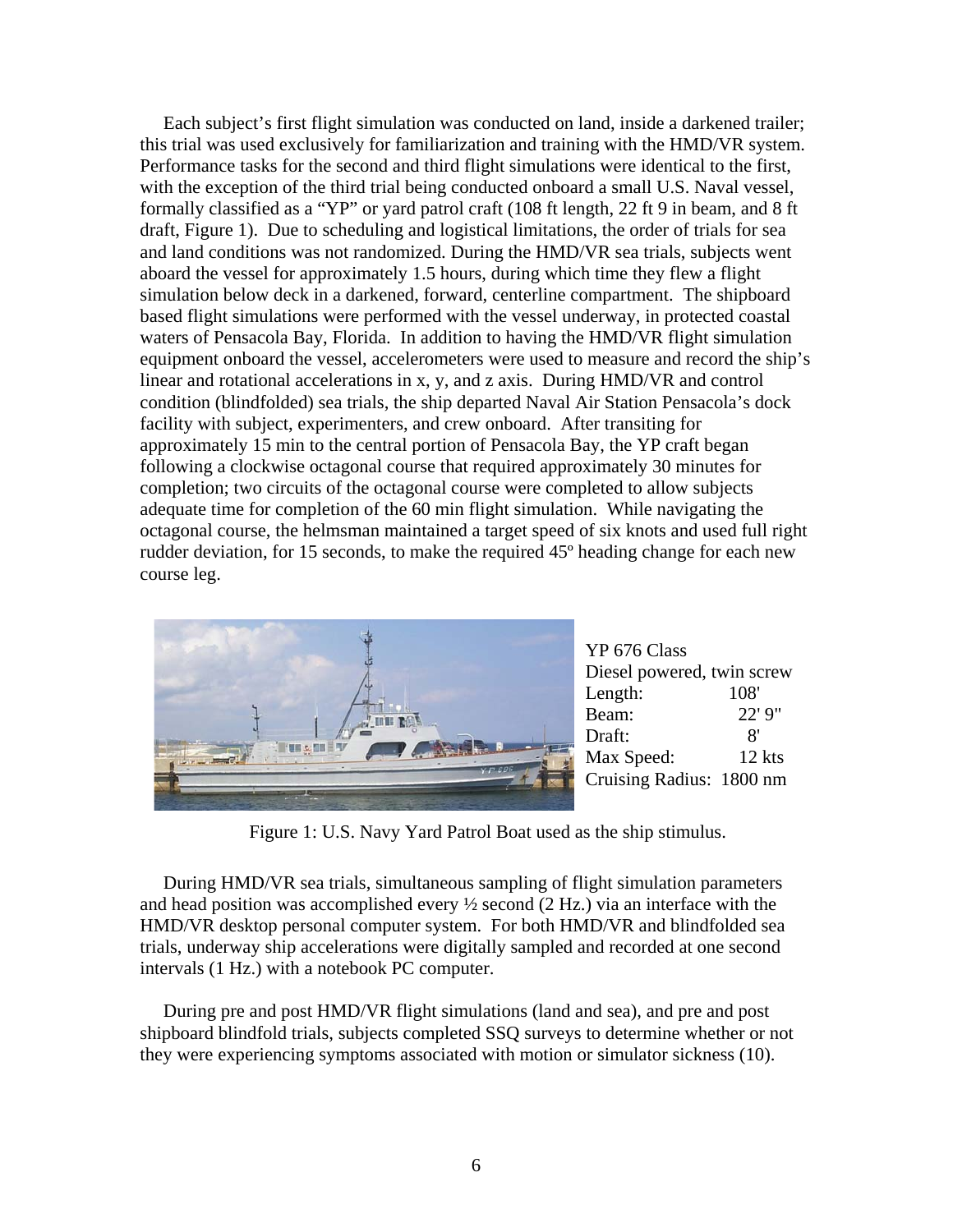Each subject's first flight simulation was conducted on land, inside a darkened trailer; this trial was used exclusively for familiarization and training with the HMD/VR system. Performance tasks for the second and third flight simulations were identical to the first, with the exception of the third trial being conducted onboard a small U.S. Naval vessel, formally classified as a "YP" or yard patrol craft (108 ft length, 22 ft 9 in beam, and 8 ft draft, Figure 1). Due to scheduling and logistical limitations, the order of trials for sea and land conditions was not randomized. During the HMD/VR sea trials, subjects went aboard the vessel for approximately 1.5 hours, during which time they flew a flight simulation below deck in a darkened, forward, centerline compartment. The shipboard based flight simulations were performed with the vessel underway, in protected coastal waters of Pensacola Bay, Florida. In addition to having the HMD/VR flight simulation equipment onboard the vessel, accelerometers were used to measure and record the ship's linear and rotational accelerations in x, y, and z axis. During HMD/VR and control condition (blindfolded) sea trials, the ship departed Naval Air Station Pensacola's dock facility with subject, experimenters, and crew onboard. After transiting for approximately 15 min to the central portion of Pensacola Bay, the YP craft began following a clockwise octagonal course that required approximately 30 minutes for completion; two circuits of the octagonal course were completed to allow subjects adequate time for completion of the 60 min flight simulation. While navigating the octagonal course, the helmsman maintained a target speed of six knots and used full right rudder deviation, for 15 seconds, to make the required 45º heading change for each new course leg.

YP 676 Class
Diesel powered, twin screw

| | |
|---|---|
| Length: | 108' |
| Beam: | 22' 9" |
| Draft: | 8' |
| Max Speed: | 12 kts |
| Cruising Radius: | 1800 nm |

Figure 1: U.S. Navy Yard Patrol Boat used as the ship stimulus.

During HMD/VR sea trials, simultaneous sampling of flight simulation parameters and head position was accomplished every ½ second (2 Hz.) via an interface with the HMD/VR desktop personal computer system. For both HMD/VR and blindfolded sea trials, underway ship accelerations were digitally sampled and recorded at one second intervals (1 Hz.) with a notebook PC computer.

During pre and post HMD/VR flight simulations (land and sea), and pre and post shipboard blindfold trials, subjects completed SSQ surveys to determine whether or not they were experiencing symptoms associated with motion or simulator sickness (10).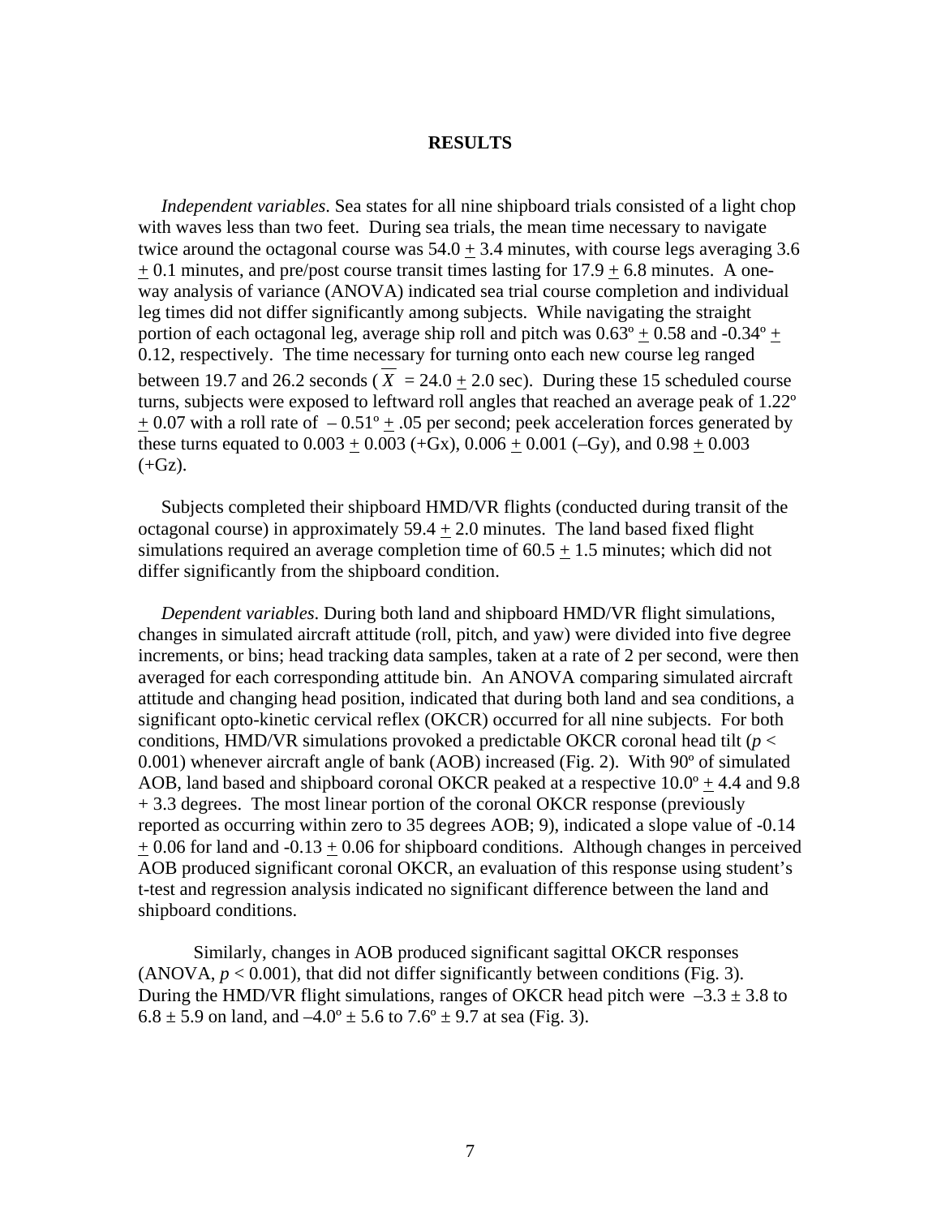## RESULTS

*Independent variables*. Sea states for all nine shipboard trials consisted of a light chop with waves less than two feet. During sea trials, the mean time necessary to navigate twice around the octagonal course was $54.0 \pm 3.4$ minutes, with course legs averaging $3.6 \pm 0.1$ minutes, and pre/post course transit times lasting for $17.9 \pm 6.8$ minutes. A one-way analysis of variance (ANOVA) indicated sea trial course completion and individual leg times did not differ significantly among subjects. While navigating the straight portion of each octagonal leg, average ship roll and pitch was $0.63º \pm 0.58$ and $-0.34º \pm 0.12$, respectively. The time necessary for turning onto each new course leg ranged between 19.7 and 26.2 seconds ( $\overline{X} = 24.0 \pm 2.0$ sec). During these 15 scheduled course turns, subjects were exposed to leftward roll angles that reached an average peak of $1.22º \pm 0.07$ with a roll rate of $-0.51º \pm .05$ per second; peek acceleration forces generated by these turns equated to $0.003 \pm 0.003$ (+Gx), $0.006 \pm 0.001$ (–Gy), and $0.98 \pm 0.003$ (+Gz).

Subjects completed their shipboard HMD/VR flights (conducted during transit of the octagonal course) in approximately $59.4 \pm 2.0$ minutes. The land based fixed flight simulations required an average completion time of $60.5 \pm 1.5$ minutes; which did not differ significantly from the shipboard condition.

*Dependent variables*. During both land and shipboard HMD/VR flight simulations, changes in simulated aircraft attitude (roll, pitch, and yaw) were divided into five degree increments, or bins; head tracking data samples, taken at a rate of 2 per second, were then averaged for each corresponding attitude bin. An ANOVA comparing simulated aircraft attitude and changing head position, indicated that during both land and sea conditions, a significant opto-kinetic cervical reflex (OKCR) occurred for all nine subjects. For both conditions, HMD/VR simulations provoked a predictable OKCR coronal head tilt ($p < 0.001$) whenever aircraft angle of bank (AOB) increased (Fig. 2). With 90º of simulated AOB, land based and shipboard coronal OKCR peaked at a respective $10.0º \pm 4.4$ and $9.8 + 3.3$ degrees. The most linear portion of the coronal OKCR response (previously reported as occurring within zero to 35 degrees AOB; 9), indicated a slope value of $-0.14 \pm 0.06$ for land and $-0.13 \pm 0.06$ for shipboard conditions. Although changes in perceived AOB produced significant coronal OKCR, an evaluation of this response using student's t-test and regression analysis indicated no significant difference between the land and shipboard conditions.

Similarly, changes in AOB produced significant sagittal OKCR responses (ANOVA, $p < 0.001$), that did not differ significantly between conditions (Fig. 3). During the HMD/VR flight simulations, ranges of OKCR head pitch were $-3.3 \pm 3.8$ to $6.8 \pm 5.9$ on land, and $-4.0º \pm 5.6$ to $7.6º \pm 9.7$ at sea (Fig. 3).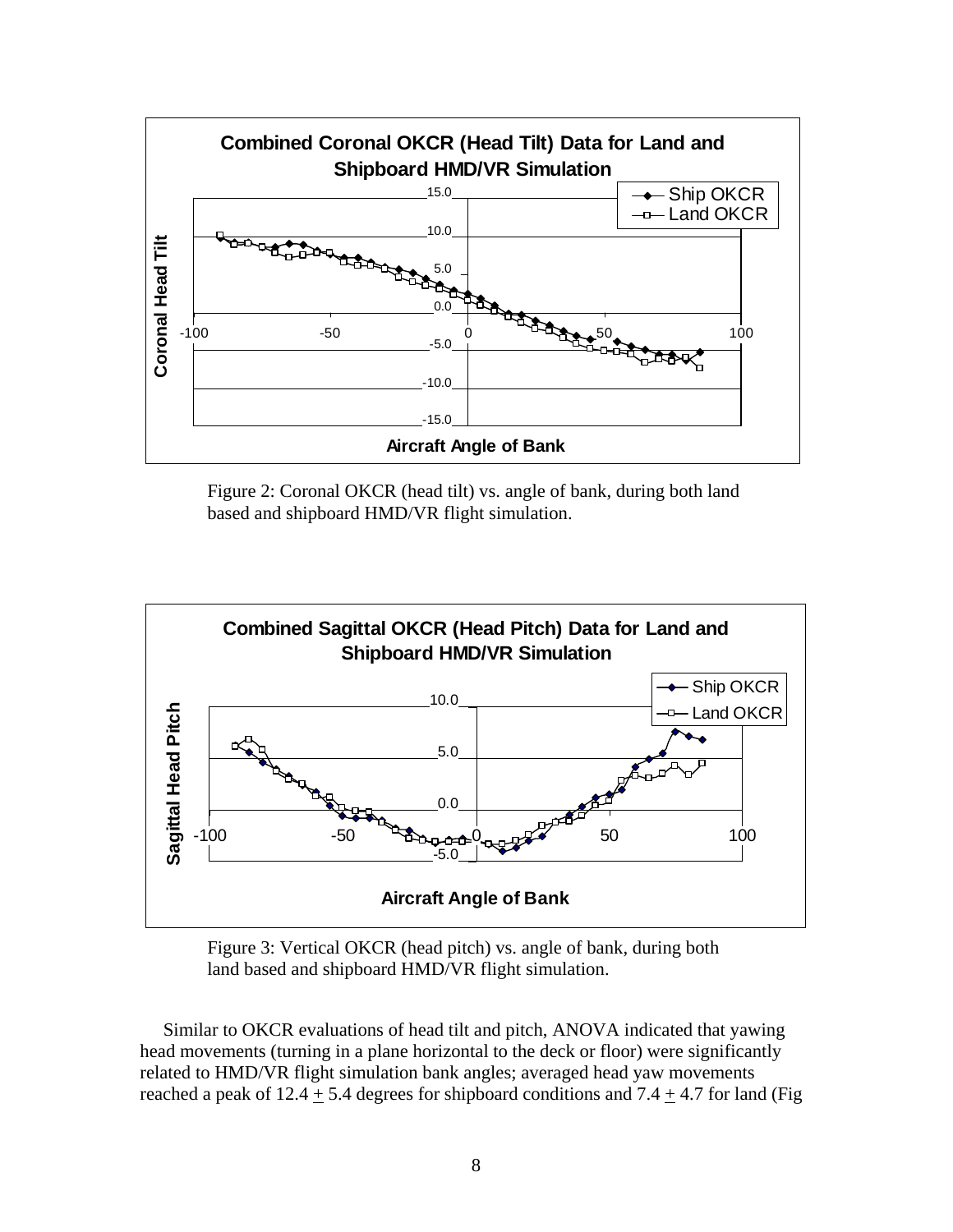Figure 2: Coronal OKCR (head tilt) vs. angle of bank, during both land based and shipboard HMD/VR flight simulation.

Figure 3: Vertical OKCR (head pitch) vs. angle of bank, during both land based and shipboard HMD/VR flight simulation.

Similar to OKCR evaluations of head tilt and pitch, ANOVA indicated that yawing head movements (turning in a plane horizontal to the deck or floor) were significantly related to HMD/VR flight simulation bank angles; averaged head yaw movements reached a peak of $12.4 \pm 5.4$ degrees for shipboard conditions and $7.4 \pm 4.7$ for land (Fig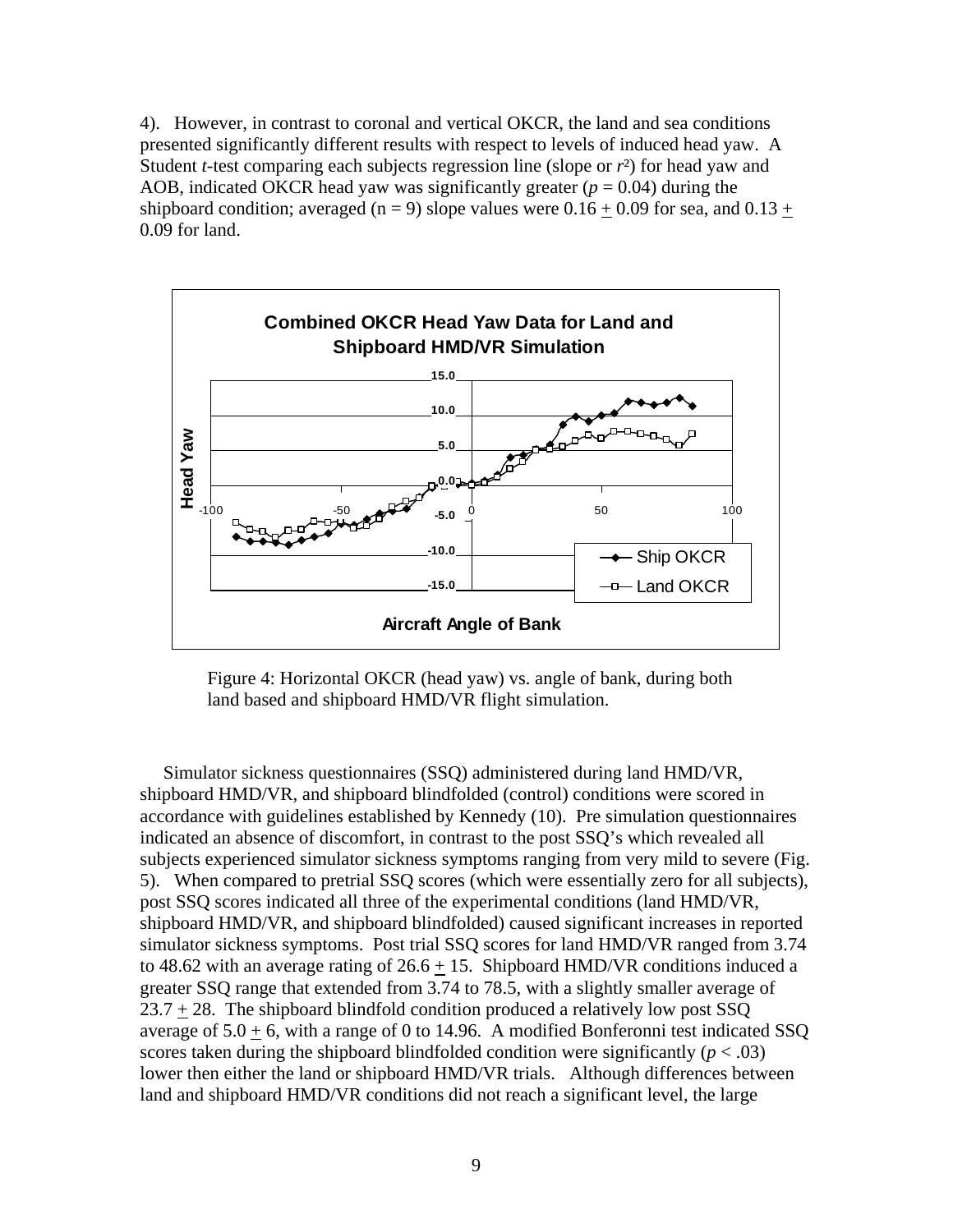4). However, in contrast to coronal and vertical OKCR, the land and sea conditions presented significantly different results with respect to levels of induced head yaw. A Student *t*-test comparing each subjects regression line (slope or $r^2$) for head yaw and AOB, indicated OKCR head yaw was significantly greater ($p = 0.04$) during the shipboard condition; averaged ($n = 9$) slope values were $0.16 \pm 0.09$ for sea, and $0.13 \pm 0.09$ for land.

Figure 4: Horizontal OKCR (head yaw) vs. angle of bank, during both land based and shipboard HMD/VR flight simulation.

Simulator sickness questionnaires (SSQ) administered during land HMD/VR, shipboard HMD/VR, and shipboard blindfolded (control) conditions were scored in accordance with guidelines established by Kennedy (10). Pre simulation questionnaires indicated an absence of discomfort, in contrast to the post SSQ's which revealed all subjects experienced simulator sickness symptoms ranging from very mild to severe (Fig. 5). When compared to pretrial SSQ scores (which were essentially zero for all subjects), post SSQ scores indicated all three of the experimental conditions (land HMD/VR, shipboard HMD/VR, and shipboard blindfolded) caused significant increases in reported simulator sickness symptoms. Post trial SSQ scores for land HMD/VR ranged from 3.74 to 48.62 with an average rating of $26.6 \pm 15$. Shipboard HMD/VR conditions induced a greater SSQ range that extended from 3.74 to 78.5, with a slightly smaller average of $23.7 \pm 28$. The shipboard blindfold condition produced a relatively low post SSQ average of $5.0 \pm 6$, with a range of 0 to 14.96. A modified Bonferonni test indicated SSQ scores taken during the shipboard blindfolded condition were significantly ($p < .03$) lower then either the land or shipboard HMD/VR trials. Although differences between land and shipboard HMD/VR conditions did not reach a significant level, the large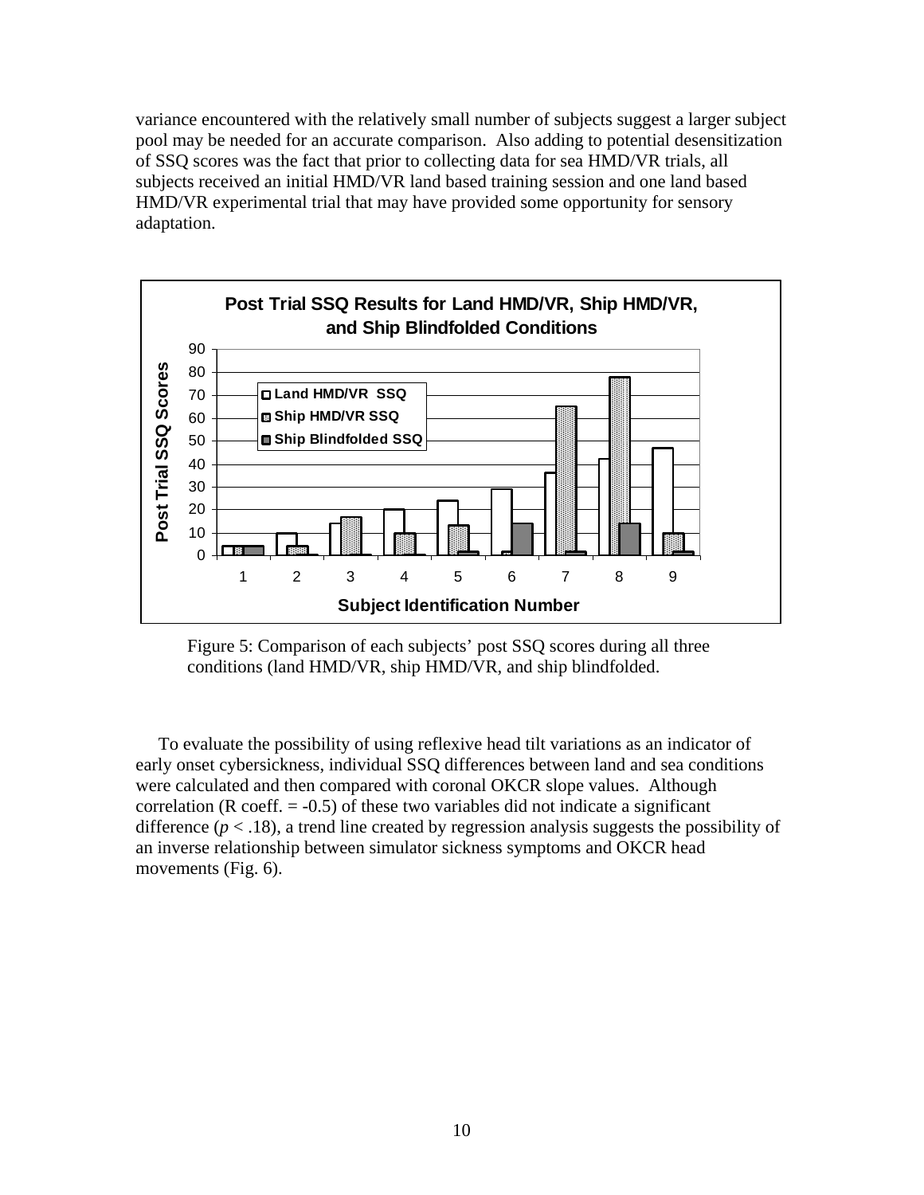variance encountered with the relatively small number of subjects suggest a larger subject pool may be needed for an accurate comparison. Also adding to potential desensitization of SSQ scores was the fact that prior to collecting data for sea HMD/VR trials, all subjects received an initial HMD/VR land based training session and one land based HMD/VR experimental trial that may have provided some opportunity for sensory adaptation.

Figure 5: Comparison of each subjects' post SSQ scores during all three conditions (land HMD/VR, ship HMD/VR, and ship blindfolded.

To evaluate the possibility of using reflexive head tilt variations as an indicator of early onset cybersickness, individual SSQ differences between land and sea conditions were calculated and then compared with coronal OKCR slope values. Although correlation (R coeff. = -0.5) of these two variables did not indicate a significant difference ($p < .18$), a trend line created by regression analysis suggests the possibility of an inverse relationship between simulator sickness symptoms and OKCR head movements (Fig. 6).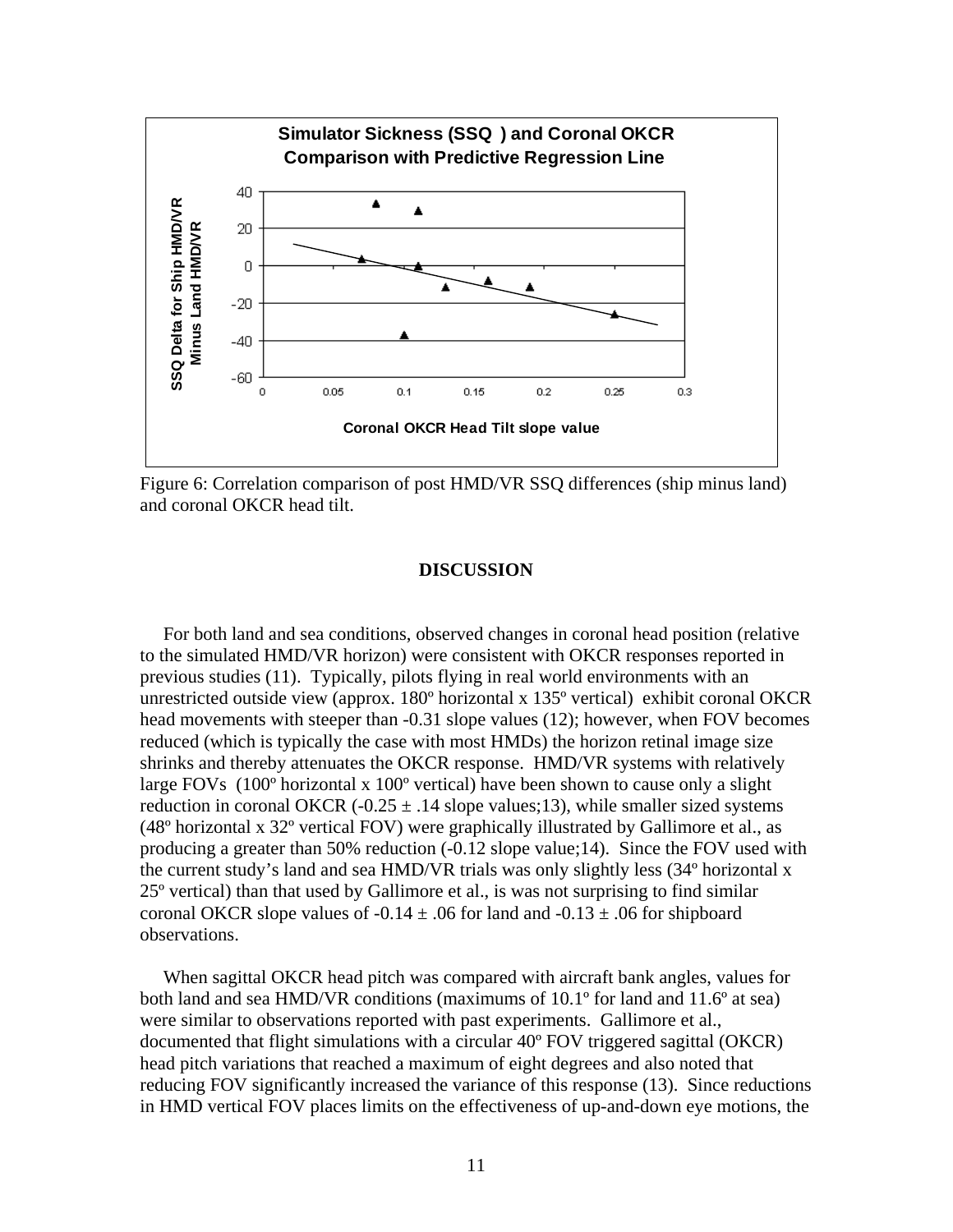Figure 6: Correlation comparison of post HMD/VR SSQ differences (ship minus land) and coronal OKCR head tilt.

## DISCUSSION

For both land and sea conditions, observed changes in coronal head position (relative to the simulated HMD/VR horizon) were consistent with OKCR responses reported in previous studies (11). Typically, pilots flying in real world environments with an unrestricted outside view (approx. 180º horizontal x 135º vertical) exhibit coronal OKCR head movements with steeper than -0.31 slope values (12); however, when FOV becomes reduced (which is typically the case with most HMDs) the horizon retinal image size shrinks and thereby attenuates the OKCR response. HMD/VR systems with relatively large FOVs (100º horizontal x 100º vertical) have been shown to cause only a slight reduction in coronal OKCR (-0.25 ± .14 slope values;13), while smaller sized systems (48º horizontal x 32º vertical FOV) were graphically illustrated by Gallimore et al., as producing a greater than 50% reduction (-0.12 slope value;14). Since the FOV used with the current study's land and sea HMD/VR trials was only slightly less (34º horizontal x 25º vertical) than that used by Gallimore et al., is was not surprising to find similar coronal OKCR slope values of -0.14 ± .06 for land and -0.13 ± .06 for shipboard observations.

When sagittal OKCR head pitch was compared with aircraft bank angles, values for both land and sea HMD/VR conditions (maximums of 10.1º for land and 11.6º at sea) were similar to observations reported with past experiments. Gallimore et al., documented that flight simulations with a circular 40º FOV triggered sagittal (OKCR) head pitch variations that reached a maximum of eight degrees and also noted that reducing FOV significantly increased the variance of this response (13). Since reductions in HMD vertical FOV places limits on the effectiveness of up-and-down eye motions, the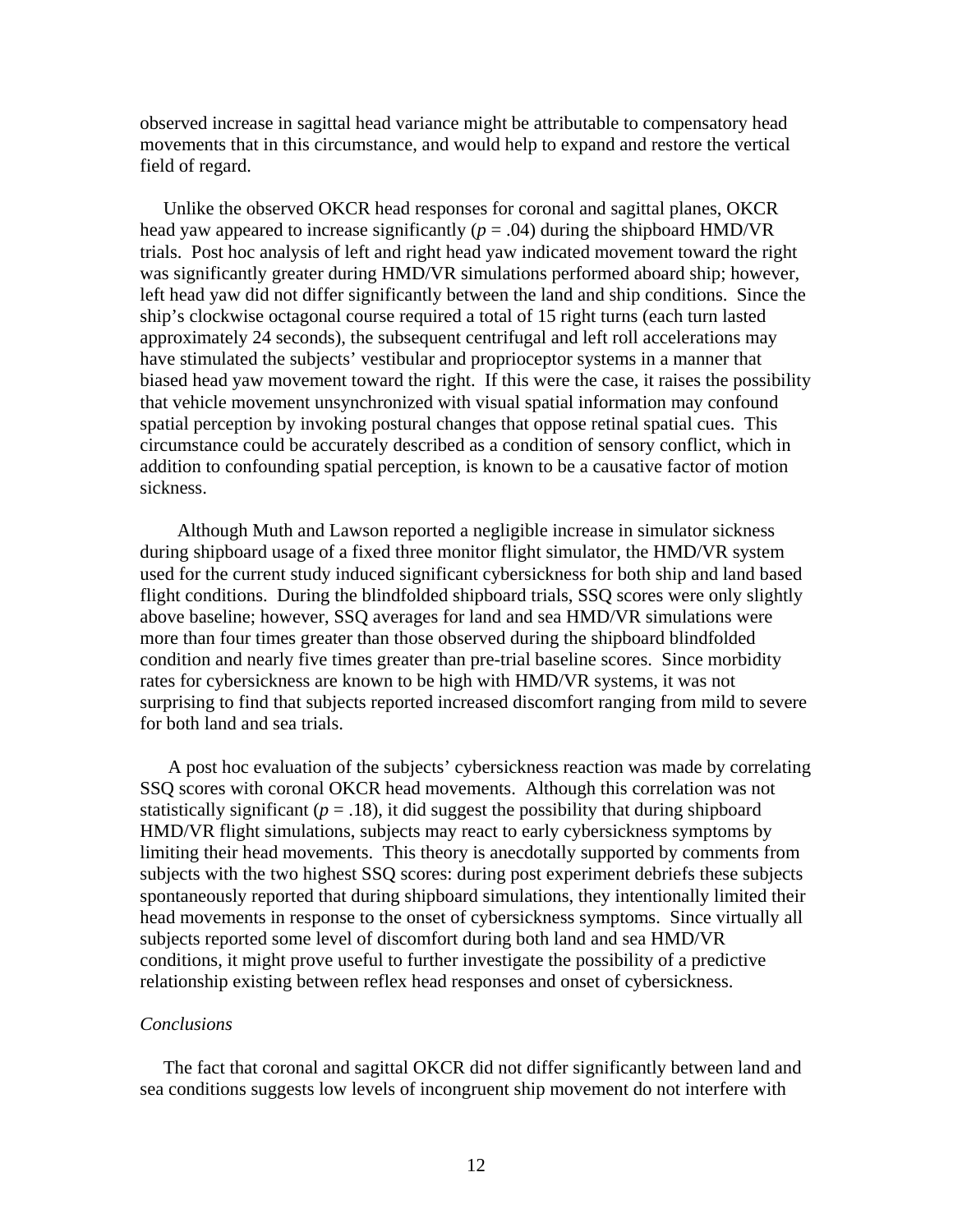observed increase in sagittal head variance might be attributable to compensatory head movements that in this circumstance, and would help to expand and restore the vertical field of regard.

Unlike the observed OKCR head responses for coronal and sagittal planes, OKCR head yaw appeared to increase significantly ($p = .04$) during the shipboard HMD/VR trials. Post hoc analysis of left and right head yaw indicated movement toward the right was significantly greater during HMD/VR simulations performed aboard ship; however, left head yaw did not differ significantly between the land and ship conditions. Since the ship's clockwise octagonal course required a total of 15 right turns (each turn lasted approximately 24 seconds), the subsequent centrifugal and left roll accelerations may have stimulated the subjects' vestibular and proprioceptor systems in a manner that biased head yaw movement toward the right. If this were the case, it raises the possibility that vehicle movement unsynchronized with visual spatial information may confound spatial perception by invoking postural changes that oppose retinal spatial cues. This circumstance could be accurately described as a condition of sensory conflict, which in addition to confounding spatial perception, is known to be a causative factor of motion sickness.

Although Muth and Lawson reported a negligible increase in simulator sickness during shipboard usage of a fixed three monitor flight simulator, the HMD/VR system used for the current study induced significant cybersickness for both ship and land based flight conditions. During the blindfolded shipboard trials, SSQ scores were only slightly above baseline; however, SSQ averages for land and sea HMD/VR simulations were more than four times greater than those observed during the shipboard blindfolded condition and nearly five times greater than pre-trial baseline scores. Since morbidity rates for cybersickness are known to be high with HMD/VR systems, it was not surprising to find that subjects reported increased discomfort ranging from mild to severe for both land and sea trials.

A post hoc evaluation of the subjects' cybersickness reaction was made by correlating SSQ scores with coronal OKCR head movements. Although this correlation was not statistically significant ($p = .18$), it did suggest the possibility that during shipboard HMD/VR flight simulations, subjects may react to early cybersickness symptoms by limiting their head movements. This theory is anecdotally supported by comments from subjects with the two highest SSQ scores: during post experiment debriefs these subjects spontaneously reported that during shipboard simulations, they intentionally limited their head movements in response to the onset of cybersickness symptoms. Since virtually all subjects reported some level of discomfort during both land and sea HMD/VR conditions, it might prove useful to further investigate the possibility of a predictive relationship existing between reflex head responses and onset of cybersickness.

*Conclusions*

The fact that coronal and sagittal OKCR did not differ significantly between land and sea conditions suggests low levels of incongruent ship movement do not interfere with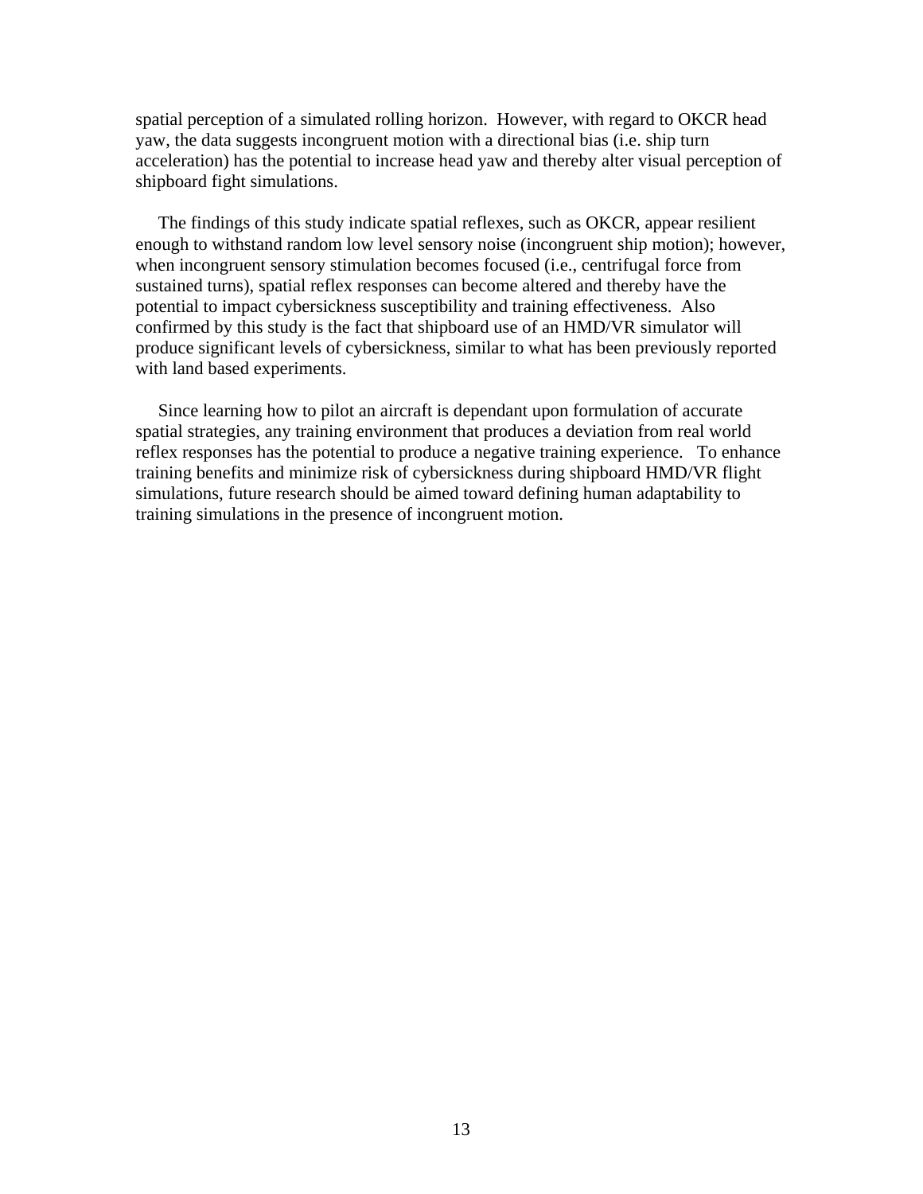spatial perception of a simulated rolling horizon. However, with regard to OKCR head yaw, the data suggests incongruent motion with a directional bias (i.e. ship turn acceleration) has the potential to increase head yaw and thereby alter visual perception of shipboard fight simulations.

The findings of this study indicate spatial reflexes, such as OKCR, appear resilient enough to withstand random low level sensory noise (incongruent ship motion); however, when incongruent sensory stimulation becomes focused (i.e., centrifugal force from sustained turns), spatial reflex responses can become altered and thereby have the potential to impact cybersickness susceptibility and training effectiveness. Also confirmed by this study is the fact that shipboard use of an HMD/VR simulator will produce significant levels of cybersickness, similar to what has been previously reported with land based experiments.

Since learning how to pilot an aircraft is dependant upon formulation of accurate spatial strategies, any training environment that produces a deviation from real world reflex responses has the potential to produce a negative training experience. To enhance training benefits and minimize risk of cybersickness during shipboard HMD/VR flight simulations, future research should be aimed toward defining human adaptability to training simulations in the presence of incongruent motion.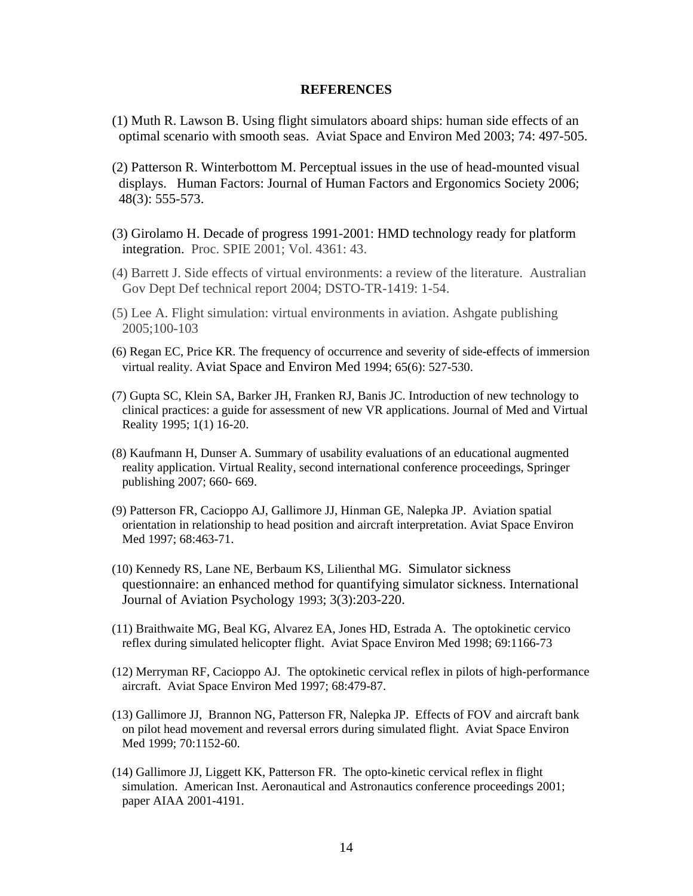## REFERENCES

(1) Muth R. Lawson B. Using flight simulators aboard ships: human side effects of an optimal scenario with smooth seas. Aviat Space and Environ Med 2003; 74: 497-505.

(2) Patterson R. Winterbottom M. Perceptual issues in the use of head-mounted visual displays. Human Factors: Journal of Human Factors and Ergonomics Society 2006; 48(3): 555-573.

(3) Girolamo H. Decade of progress 1991-2001: HMD technology ready for platform integration. Proc. SPIE 2001; Vol. 4361: 43.

(4) Barrett J. Side effects of virtual environments: a review of the literature. Australian Gov Dept Def technical report 2004; DSTO-TR-1419: 1-54.

(5) Lee A. Flight simulation: virtual environments in aviation. Ashgate publishing 2005;100-103

(6) Regan EC, Price KR. The frequency of occurrence and severity of side-effects of immersion virtual reality. Aviat Space and Environ Med 1994; 65(6): 527-530.

(7) Gupta SC, Klein SA, Barker JH, Franken RJ, Banis JC. Introduction of new technology to clinical practices: a guide for assessment of new VR applications. Journal of Med and Virtual Reality 1995; 1(1) 16-20.

(8) Kaufmann H, Dunser A. Summary of usability evaluations of an educational augmented reality application. Virtual Reality, second international conference proceedings, Springer publishing 2007; 660- 669.

(9) Patterson FR, Cacioppo AJ, Gallimore JJ, Hinman GE, Nalepka JP. Aviation spatial orientation in relationship to head position and aircraft interpretation. Aviat Space Environ Med 1997; 68:463-71.

(10) Kennedy RS, Lane NE, Berbaum KS, Lilienthal MG. Simulator sickness questionnaire: an enhanced method for quantifying simulator sickness. International Journal of Aviation Psychology 1993; 3(3):203-220.

(11) Braithwaite MG, Beal KG, Alvarez EA, Jones HD, Estrada A. The optokinetic cervico reflex during simulated helicopter flight. Aviat Space Environ Med 1998; 69:1166-73

(12) Merryman RF, Cacioppo AJ. The optokinetic cervical reflex in pilots of high-performance aircraft. Aviat Space Environ Med 1997; 68:479-87.

(13) Gallimore JJ, Brannon NG, Patterson FR, Nalepka JP. Effects of FOV and aircraft bank on pilot head movement and reversal errors during simulated flight. Aviat Space Environ Med 1999; 70:1152-60.

(14) Gallimore JJ, Liggett KK, Patterson FR. The opto-kinetic cervical reflex in flight simulation. American Inst. Aeronautical and Astronautics conference proceedings 2001; paper AIAA 2001-4191.